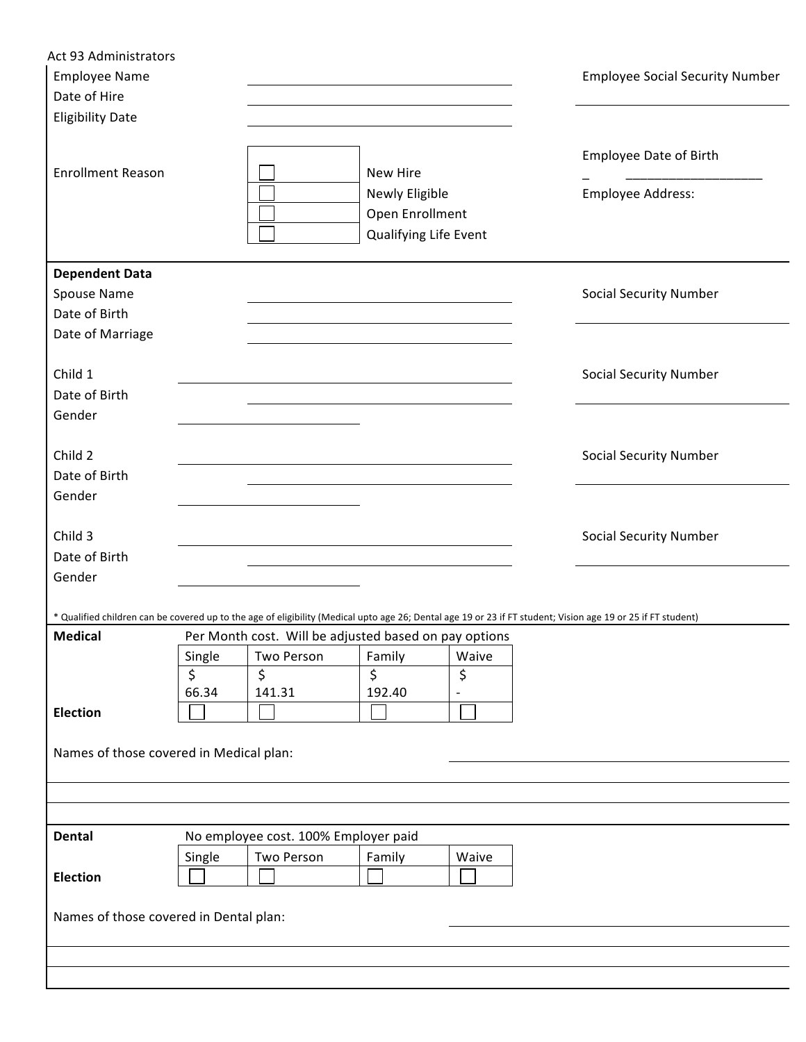Act 93 Administrators

Employee Name \_\_\_\_\_\_\_\_\_\_\_\_\_\_\_\_\_\_\_\_

Date of Hire \_\_\_\_\_\_\_\_\_\_\_\_\_\_\_\_\_\_\_\_

Eligibility Date \_\_\_\_\_\_\_\_\_\_\_\_\_\_\_\_\_\_\_\_

Employee Social Security Number \_\_\_\_\_\_\_\_\_\_\_\_\_\_\_\_\_\_\_\_

Enrollment Reason

- ☐ New Hire
- ☐ Newly Eligible
- ☐ Open Enrollment
- ☐ Qualifying Life Event

Employee Date of Birth \_ \_\_\_\_\_\_\_\_\_\_\_\_\_\_\_\_\_\_\_

Employee Address:

**Dependent Data**

Spouse Name \_\_\_\_\_\_\_\_\_\_\_\_\_\_\_\_\_\_\_\_ Social Security Number \_\_\_\_\_\_\_\_\_\_\_\_\_\_\_\_\_\_\_\_

Date of Birth \_\_\_\_\_\_\_\_\_\_\_\_\_\_\_\_\_\_\_\_

Date of Marriage \_\_\_\_\_\_\_\_\_\_\_\_\_\_\_\_\_\_\_\_

Child 1 \_\_\_\_\_\_\_\_\_\_\_\_\_\_\_\_\_\_\_\_ Social Security Number \_\_\_\_\_\_\_\_\_\_\_\_\_\_\_\_\_\_\_\_

Date of Birth \_\_\_\_\_\_\_\_\_\_\_\_\_\_\_\_\_\_\_\_

Gender \_\_\_\_\_\_\_\_\_\_\_\_\_\_\_\_\_\_\_\_

Child 2 \_\_\_\_\_\_\_\_\_\_\_\_\_\_\_\_\_\_\_\_ Social Security Number \_\_\_\_\_\_\_\_\_\_\_\_\_\_\_\_\_\_\_\_

Date of Birth \_\_\_\_\_\_\_\_\_\_\_\_\_\_\_\_\_\_\_\_

Gender \_\_\_\_\_\_\_\_\_\_\_\_\_\_\_\_\_\_\_\_

Child 3 \_\_\_\_\_\_\_\_\_\_\_\_\_\_\_\_\_\_\_\_ Social Security Number \_\_\_\_\_\_\_\_\_\_\_\_\_\_\_\_\_\_\_\_

Date of Birth \_\_\_\_\_\_\_\_\_\_\_\_\_\_\_\_\_\_\_\_

Gender \_\_\_\_\_\_\_\_\_\_\_\_\_\_\_\_\_\_\_\_

* Qualified children can be covered up to the age of eligibility (Medical upto age 26; Dental age 19 or 23 if FT student; Vision age 19 or 25 if FT student)

**Medical**

Per Month cost. Will be adjusted based on pay options

| | Single | Two Person | Family | Waive |
|---|---|---|---|---|
| | $ 66.34 | $ 141.31 | $ 192.40 | $ - |
| **Election** | ☐ | ☐ | ☐ | ☐ |

Names of those covered in Medical plan: \_\_\_\_\_\_\_\_\_\_\_\_\_\_\_\_\_\_\_\_

**Dental**

No employee cost. 100% Employer paid

| | Single | Two Person | Family | Waive |
|---|---|---|---|---|
| **Election** | ☐ | ☐ | ☐ | ☐ |

Names of those covered in Dental plan: \_\_\_\_\_\_\_\_\_\_\_\_\_\_\_\_\_\_\_\_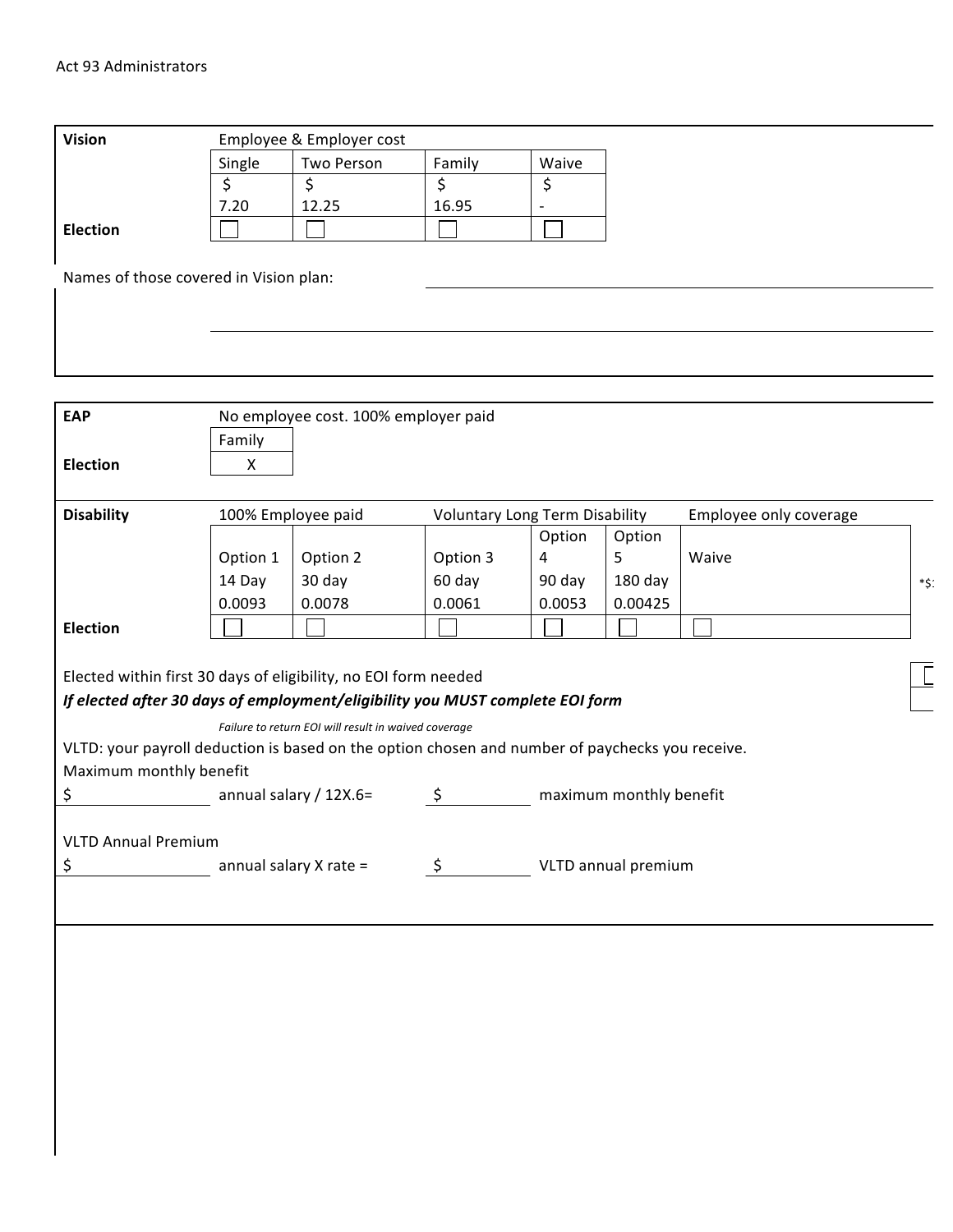Act 93 Administrators

**Vision**

| | Employee & Employer cost | | | |
|---|---|---|---|---|
| | Single | Two Person | Family | Waive |
| | $ 7.20 | $ 12.25 | $ 16.95 | $ - |
| **Election** | ☐ | ☐ | ☐ | ☐ |

Names of those covered in Vision plan: ______________________________

______________________________

**EAP**

| | No employee cost. 100% employer paid |
|---|---|
| | Family |
| **Election** | X |

**Disability**

| | 100% Employee paid | | Voluntary Long Term Disability | | | Employee only coverage |
|---|---|---|---|---|---|---|
| | Option 1 | Option 2 | Option 3 | Option 4 | Option 5 | Waive |
| | 14 Day | 30 day | 60 day | 90 day | 180 day | |
| | 0.0093 | 0.0078 | 0.0061 | 0.0053 | 0.00425 | |
| **Election** | ☐ | ☐ | ☐ | ☐ | ☐ | ☐ |

*$

Elected within first 30 days of eligibility, no EOI form needed

***If elected after 30 days of employment/eligibility you MUST complete EOI form***

*Failure to return EOI will result in waived coverage*

VLTD: your payroll deduction is based on the option chosen and number of paychecks you receive.

Maximum monthly benefit

$ __________ annual salary / 12X.6= $ __________ maximum monthly benefit

VLTD Annual Premium

$ __________ annual salary X rate = $ __________ VLTD annual premium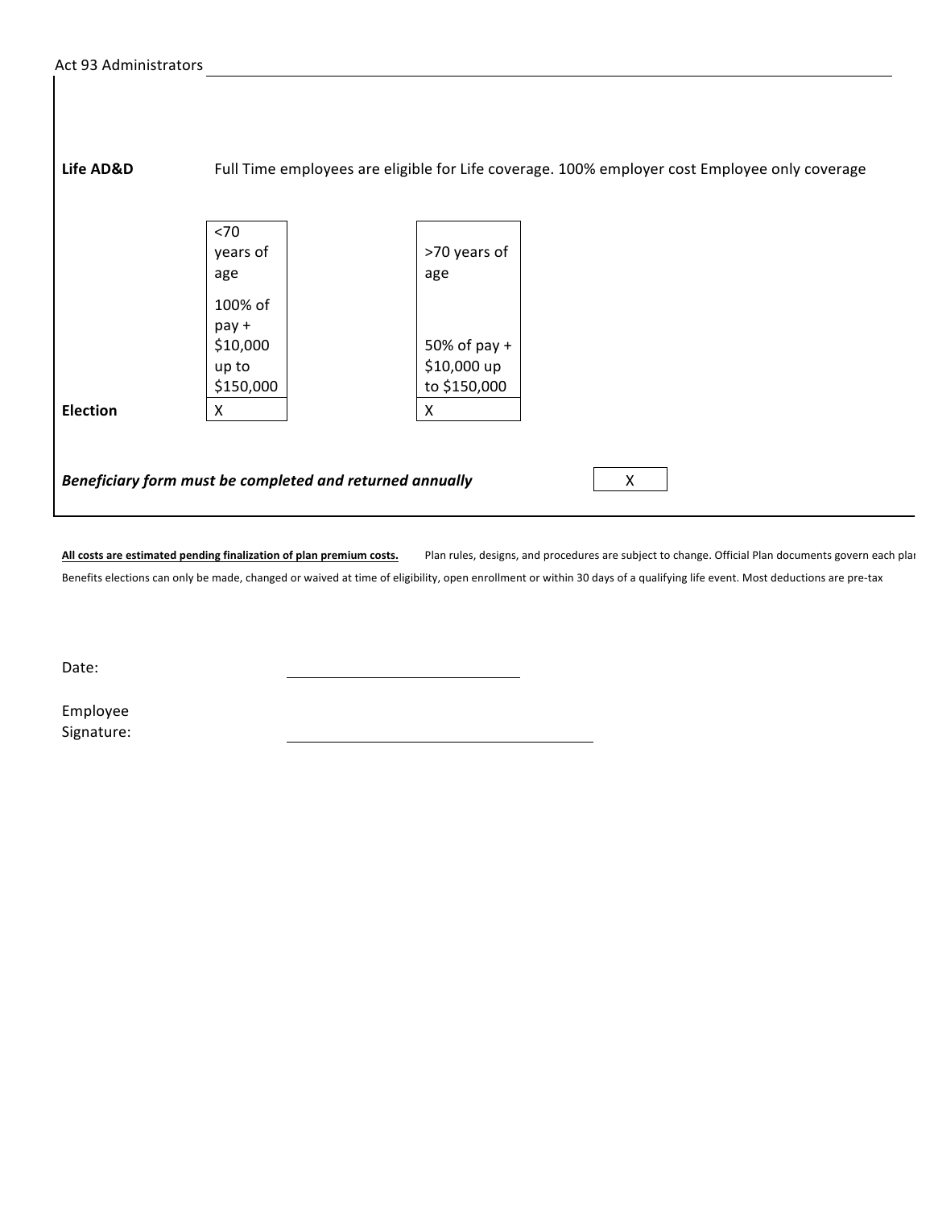Act 93 Administrators

**Life AD&D** Full Time employees are eligible for Life coverage. 100% employer cost Employee only coverage

| | <70 years of age | >70 years of age |
|---|---|---|
| | 100% of pay + $10,000 up to $150,000 | 50% of pay + $10,000 up to $150,000 |
| **Election** | X | X |

***Beneficiary form must be completed and returned annually*** X

**All costs are estimated pending finalization of plan premium costs.** Plan rules, designs, and procedures are subject to change. Official Plan documents govern each plan

Benefits elections can only be made, changed or waived at time of eligibility, open enrollment or within 30 days of a qualifying life event. Most deductions are pre-tax

Date: ______________________

Employee Signature: ______________________